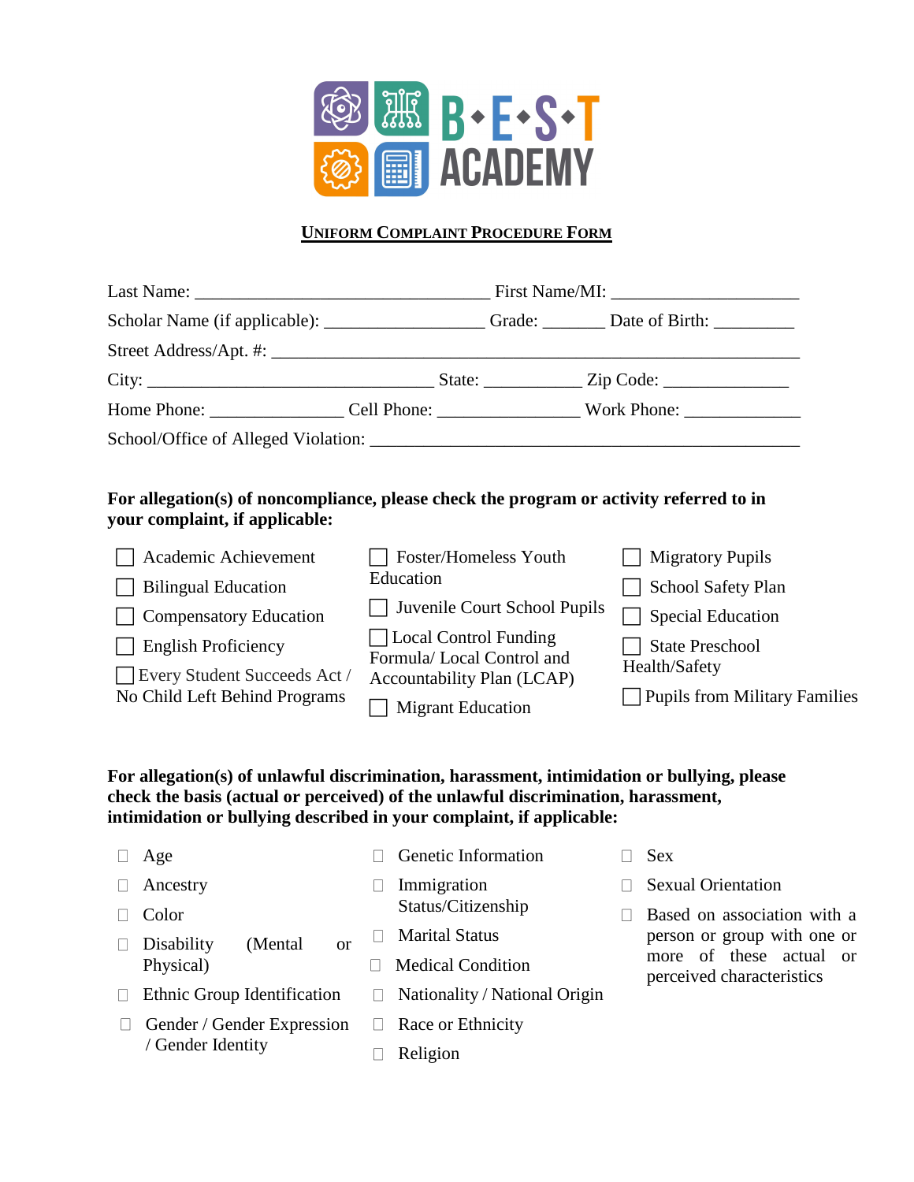B•E•S•T ACADEMY

**UNIFORM COMPLAINT PROCEDURE FORM**

Last Name: ______________________________ First Name/MI: ___________________

Scholar Name (if applicable): ________________ Grade: ______ Date of Birth: ________

Street Address/Apt. #: _____________________________________________________

City: _____________________________ State: __________ Zip Code: _____________

Home Phone: _____________ Cell Phone: ______________ Work Phone: ____________

School/Office of Alleged Violation: ____________________________________________

**For allegation(s) of noncompliance, please check the program or activity referred to in your complaint, if applicable:**

- ☐ Academic Achievement
- ☐ Bilingual Education
- ☐ Compensatory Education
- ☐ English Proficiency
- ☐ Every Student Succeeds Act / No Child Left Behind Programs
- ☐ Foster/Homeless Youth Education
- ☐ Juvenile Court School Pupils
- ☐ Local Control Funding Formula/ Local Control and Accountability Plan (LCAP)
- ☐ Migrant Education
- ☐ Migratory Pupils
- ☐ School Safety Plan
- ☐ Special Education
- ☐ State Preschool Health/Safety
- ☐ Pupils from Military Families

**For allegation(s) of unlawful discrimination, harassment, intimidation or bullying, please check the basis (actual or perceived) of the unlawful discrimination, harassment, intimidation or bullying described in your complaint, if applicable:**

- ☐ Age
- ☐ Ancestry
- ☐ Color
- ☐ Disability (Mental or Physical)
- ☐ Ethnic Group Identification
- ☐ Gender / Gender Expression / Gender Identity
- ☐ Genetic Information
- ☐ Immigration Status/Citizenship
- ☐ Marital Status
- ☐ Medical Condition
- ☐ Nationality / National Origin
- ☐ Race or Ethnicity
- ☐ Religion
- ☐ Sex
- ☐ Sexual Orientation
- ☐ Based on association with a person or group with one or more of these actual or perceived characteristics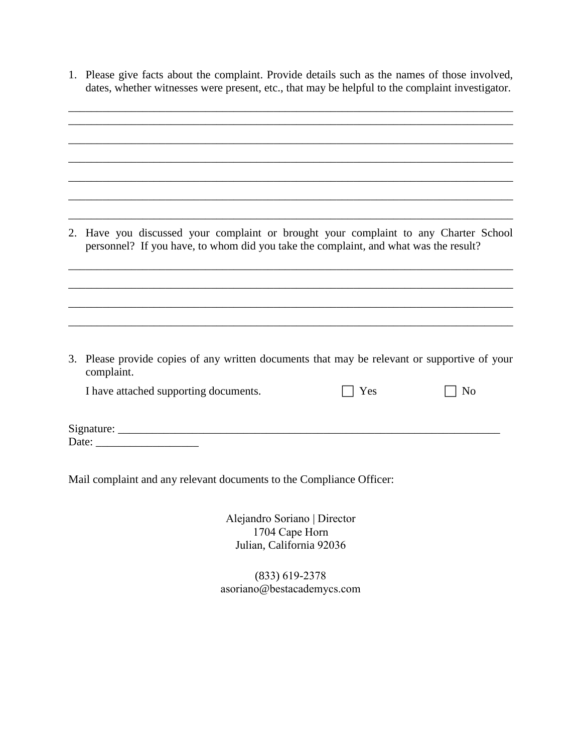1. Please give facts about the complaint. Provide details such as the names of those involved, dates, whether witnesses were present, etc., that may be helpful to the complaint investigator.

_______________________________________________________________________________
_______________________________________________________________________________
_______________________________________________________________________________
_______________________________________________________________________________
_______________________________________________________________________________
_______________________________________________________________________________
_______________________________________________________________________________

2. Have you discussed your complaint or brought your complaint to any Charter School personnel? If you have, to whom did you take the complaint, and what was the result?

_______________________________________________________________________________
_______________________________________________________________________________
_______________________________________________________________________________
_______________________________________________________________________________

3. Please provide copies of any written documents that may be relevant or supportive of your complaint.

   I have attached supporting documents. ☐ Yes ☐ No

Signature: ______________________________________________________________________
Date: __________________

Mail complaint and any relevant documents to the Compliance Officer:

Alejandro Soriano | Director
1704 Cape Horn
Julian, California 92036

(833) 619-2378
asoriano@bestacademycs.com